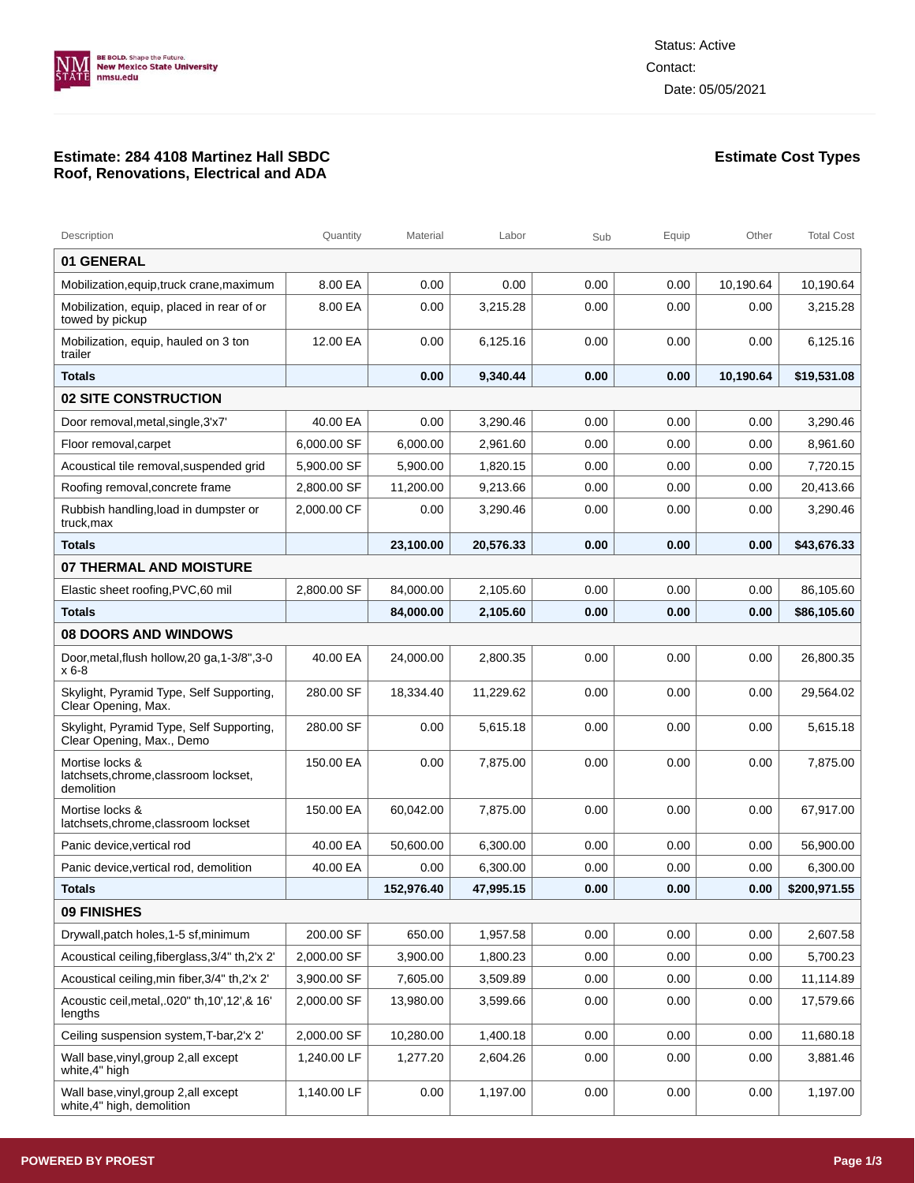BE BOLD. Shape the Future.
New Mexico State University
nmsu.edu

Status: Active
Contact:
Date: 05/05/2021

## Estimate: 284 4108 Martinez Hall SBDC Roof, Renovations, Electrical and ADA

**Estimate Cost Types**

| Description | Quantity | Material | Labor | Sub | Equip | Other | Total Cost |
|---|---|---|---|---|---|---|---|
| **01 GENERAL** | | | | | | | |
| Mobilization,equip,truck crane,maximum | 8.00 EA | 0.00 | 0.00 | 0.00 | 0.00 | 10,190.64 | 10,190.64 |
| Mobilization, equip, placed in rear of or towed by pickup | 8.00 EA | 0.00 | 3,215.28 | 0.00 | 0.00 | 0.00 | 3,215.28 |
| Mobilization, equip, hauled on 3 ton trailer | 12.00 EA | 0.00 | 6,125.16 | 0.00 | 0.00 | 0.00 | 6,125.16 |
| **Totals** | | **0.00** | **9,340.44** | **0.00** | **0.00** | **10,190.64** | **$19,531.08** |
| **02 SITE CONSTRUCTION** | | | | | | | |
| Door removal,metal,single,3'x7' | 40.00 EA | 0.00 | 3,290.46 | 0.00 | 0.00 | 0.00 | 3,290.46 |
| Floor removal,carpet | 6,000.00 SF | 6,000.00 | 2,961.60 | 0.00 | 0.00 | 0.00 | 8,961.60 |
| Acoustical tile removal,suspended grid | 5,900.00 SF | 5,900.00 | 1,820.15 | 0.00 | 0.00 | 0.00 | 7,720.15 |
| Roofing removal,concrete frame | 2,800.00 SF | 11,200.00 | 9,213.66 | 0.00 | 0.00 | 0.00 | 20,413.66 |
| Rubbish handling,load in dumpster or truck,max | 2,000.00 CF | 0.00 | 3,290.46 | 0.00 | 0.00 | 0.00 | 3,290.46 |
| **Totals** | | **23,100.00** | **20,576.33** | **0.00** | **0.00** | **0.00** | **$43,676.33** |
| **07 THERMAL AND MOISTURE** | | | | | | | |
| Elastic sheet roofing,PVC,60 mil | 2,800.00 SF | 84,000.00 | 2,105.60 | 0.00 | 0.00 | 0.00 | 86,105.60 |
| **Totals** | | **84,000.00** | **2,105.60** | **0.00** | **0.00** | **0.00** | **$86,105.60** |
| **08 DOORS AND WINDOWS** | | | | | | | |
| Door,metal,flush hollow,20 ga,1-3/8",3-0 x 6-8 | 40.00 EA | 24,000.00 | 2,800.35 | 0.00 | 0.00 | 0.00 | 26,800.35 |
| Skylight, Pyramid Type, Self Supporting, Clear Opening, Max. | 280.00 SF | 18,334.40 | 11,229.62 | 0.00 | 0.00 | 0.00 | 29,564.02 |
| Skylight, Pyramid Type, Self Supporting, Clear Opening, Max., Demo | 280.00 SF | 0.00 | 5,615.18 | 0.00 | 0.00 | 0.00 | 5,615.18 |
| Mortise locks & latchsets,chrome,classroom lockset, demolition | 150.00 EA | 0.00 | 7,875.00 | 0.00 | 0.00 | 0.00 | 7,875.00 |
| Mortise locks & latchsets,chrome,classroom lockset | 150.00 EA | 60,042.00 | 7,875.00 | 0.00 | 0.00 | 0.00 | 67,917.00 |
| Panic device,vertical rod | 40.00 EA | 50,600.00 | 6,300.00 | 0.00 | 0.00 | 0.00 | 56,900.00 |
| Panic device,vertical rod, demolition | 40.00 EA | 0.00 | 6,300.00 | 0.00 | 0.00 | 0.00 | 6,300.00 |
| **Totals** | | **152,976.40** | **47,995.15** | **0.00** | **0.00** | **0.00** | **$200,971.55** |
| **09 FINISHES** | | | | | | | |
| Drywall,patch holes,1-5 sf,minimum | 200.00 SF | 650.00 | 1,957.58 | 0.00 | 0.00 | 0.00 | 2,607.58 |
| Acoustical ceiling,fiberglass,3/4" th,2'x 2' | 2,000.00 SF | 3,900.00 | 1,800.23 | 0.00 | 0.00 | 0.00 | 5,700.23 |
| Acoustical ceiling,min fiber,3/4" th,2'x 2' | 3,900.00 SF | 7,605.00 | 3,509.89 | 0.00 | 0.00 | 0.00 | 11,114.89 |
| Acoustic ceil,metal,.020" th,10',12',& 16' lengths | 2,000.00 SF | 13,980.00 | 3,599.66 | 0.00 | 0.00 | 0.00 | 17,579.66 |
| Ceiling suspension system,T-bar,2'x 2' | 2,000.00 SF | 10,280.00 | 1,400.18 | 0.00 | 0.00 | 0.00 | 11,680.18 |
| Wall base,vinyl,group 2,all except white,4" high | 1,240.00 LF | 1,277.20 | 2,604.26 | 0.00 | 0.00 | 0.00 | 3,881.46 |
| Wall base,vinyl,group 2,all except white,4" high, demolition | 1,140.00 LF | 0.00 | 1,197.00 | 0.00 | 0.00 | 0.00 | 1,197.00 |

POWERED BY PROEST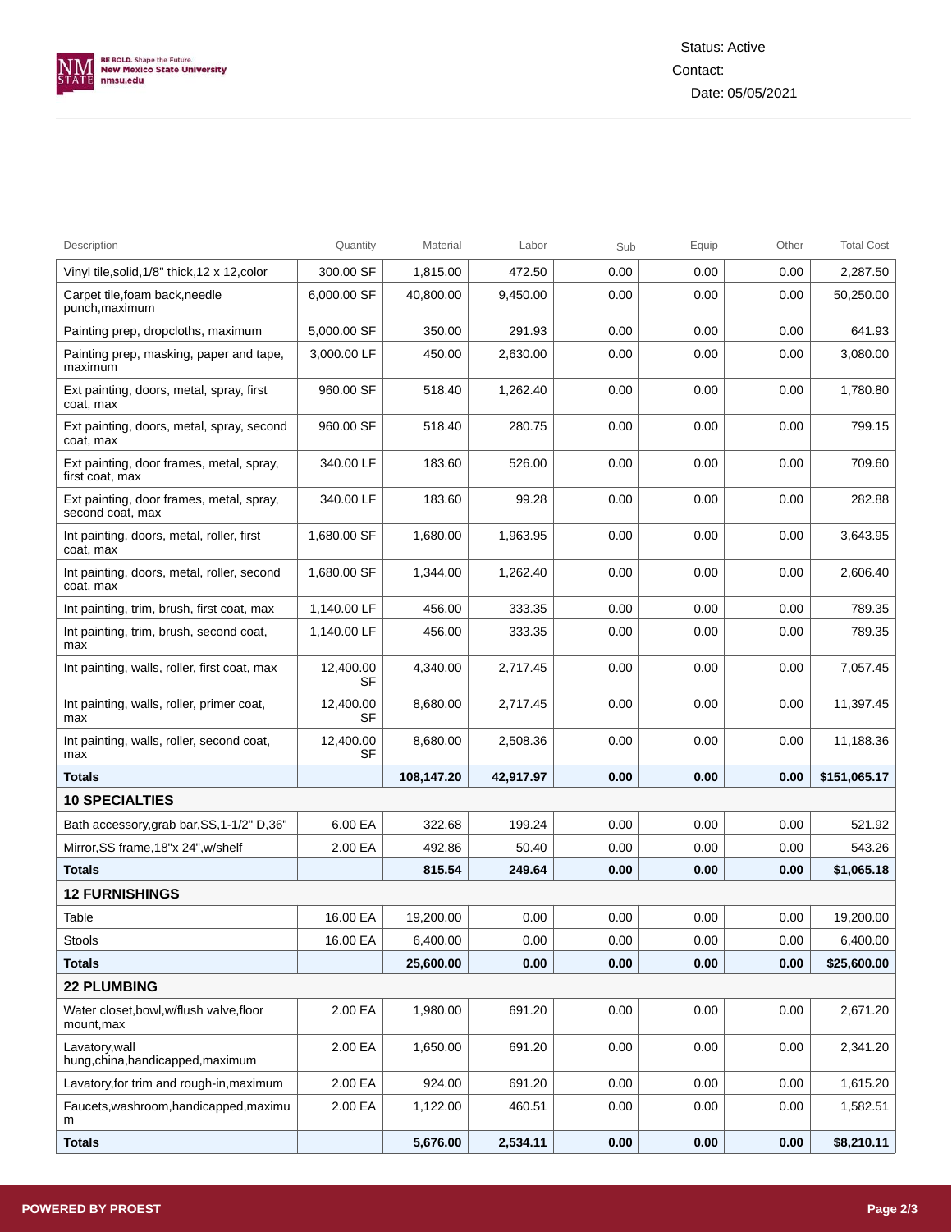Status: Active

Contact:

Date: 05/05/2021

| Description | Quantity | Material | Labor | Sub | Equip | Other | Total Cost |
|---|---|---|---|---|---|---|---|
| Vinyl tile,solid,1/8" thick,12 x 12,color | 300.00 SF | 1,815.00 | 472.50 | 0.00 | 0.00 | 0.00 | 2,287.50 |
| Carpet tile,foam back,needle punch,maximum | 6,000.00 SF | 40,800.00 | 9,450.00 | 0.00 | 0.00 | 0.00 | 50,250.00 |
| Painting prep, dropcloths, maximum | 5,000.00 SF | 350.00 | 291.93 | 0.00 | 0.00 | 0.00 | 641.93 |
| Painting prep, masking, paper and tape, maximum | 3,000.00 LF | 450.00 | 2,630.00 | 0.00 | 0.00 | 0.00 | 3,080.00 |
| Ext painting, doors, metal, spray, first coat, max | 960.00 SF | 518.40 | 1,262.40 | 0.00 | 0.00 | 0.00 | 1,780.80 |
| Ext painting, doors, metal, spray, second coat, max | 960.00 SF | 518.40 | 280.75 | 0.00 | 0.00 | 0.00 | 799.15 |
| Ext painting, door frames, metal, spray, first coat, max | 340.00 LF | 183.60 | 526.00 | 0.00 | 0.00 | 0.00 | 709.60 |
| Ext painting, door frames, metal, spray, second coat, max | 340.00 LF | 183.60 | 99.28 | 0.00 | 0.00 | 0.00 | 282.88 |
| Int painting, doors, metal, roller, first coat, max | 1,680.00 SF | 1,680.00 | 1,963.95 | 0.00 | 0.00 | 0.00 | 3,643.95 |
| Int painting, doors, metal, roller, second coat, max | 1,680.00 SF | 1,344.00 | 1,262.40 | 0.00 | 0.00 | 0.00 | 2,606.40 |
| Int painting, trim, brush, first coat, max | 1,140.00 LF | 456.00 | 333.35 | 0.00 | 0.00 | 0.00 | 789.35 |
| Int painting, trim, brush, second coat, max | 1,140.00 LF | 456.00 | 333.35 | 0.00 | 0.00 | 0.00 | 789.35 |
| Int painting, walls, roller, first coat, max | 12,400.00 SF | 4,340.00 | 2,717.45 | 0.00 | 0.00 | 0.00 | 7,057.45 |
| Int painting, walls, roller, primer coat, max | 12,400.00 SF | 8,680.00 | 2,717.45 | 0.00 | 0.00 | 0.00 | 11,397.45 |
| Int painting, walls, roller, second coat, max | 12,400.00 SF | 8,680.00 | 2,508.36 | 0.00 | 0.00 | 0.00 | 11,188.36 |
| **Totals** | | **108,147.20** | **42,917.97** | **0.00** | **0.00** | **0.00** | **$151,065.17** |
| **10 SPECIALTIES** | | | | | | | |
| Bath accessory,grab bar,SS,1-1/2" D,36" | 6.00 EA | 322.68 | 199.24 | 0.00 | 0.00 | 0.00 | 521.92 |
| Mirror,SS frame,18"x 24",w/shelf | 2.00 EA | 492.86 | 50.40 | 0.00 | 0.00 | 0.00 | 543.26 |
| **Totals** | | **815.54** | **249.64** | **0.00** | **0.00** | **0.00** | **$1,065.18** |
| **12 FURNISHINGS** | | | | | | | |
| Table | 16.00 EA | 19,200.00 | 0.00 | 0.00 | 0.00 | 0.00 | 19,200.00 |
| Stools | 16.00 EA | 6,400.00 | 0.00 | 0.00 | 0.00 | 0.00 | 6,400.00 |
| **Totals** | | **25,600.00** | **0.00** | **0.00** | **0.00** | **0.00** | **$25,600.00** |
| **22 PLUMBING** | | | | | | | |
| Water closet,bowl,w/flush valve,floor mount,max | 2.00 EA | 1,980.00 | 691.20 | 0.00 | 0.00 | 0.00 | 2,671.20 |
| Lavatory,wall hung,china,handicapped,maximum | 2.00 EA | 1,650.00 | 691.20 | 0.00 | 0.00 | 0.00 | 2,341.20 |
| Lavatory,for trim and rough-in,maximum | 2.00 EA | 924.00 | 691.20 | 0.00 | 0.00 | 0.00 | 1,615.20 |
| Faucets,washroom,handicapped,maximum | 2.00 EA | 1,122.00 | 460.51 | 0.00 | 0.00 | 0.00 | 1,582.51 |
| **Totals** | | **5,676.00** | **2,534.11** | **0.00** | **0.00** | **0.00** | **$8,210.11** |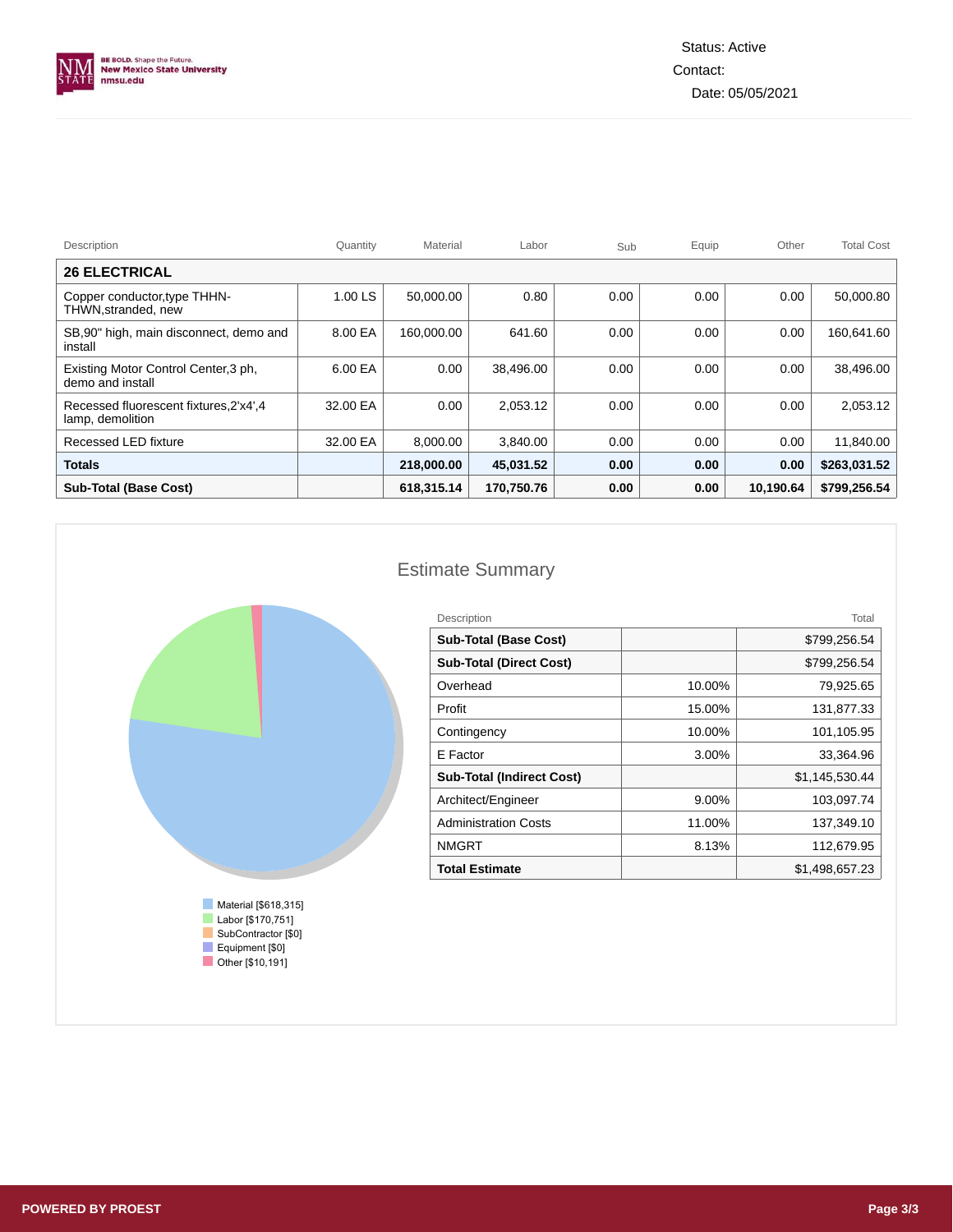BE BOLD. Shape the Future.
New Mexico State University
nmsu.edu

Status: Active
Contact:
Date: 05/05/2021

| Description | Quantity | Material | Labor | Sub | Equip | Other | Total Cost |
|---|---|---|---|---|---|---|---|
| **26 ELECTRICAL** | | | | | | | |
| Copper conductor,type THHN-THWN,stranded, new | 1.00 LS | 50,000.00 | 0.80 | 0.00 | 0.00 | 0.00 | 50,000.80 |
| SB,90" high, main disconnect, demo and install | 8.00 EA | 160,000.00 | 641.60 | 0.00 | 0.00 | 0.00 | 160,641.60 |
| Existing Motor Control Center,3 ph, demo and install | 6.00 EA | 0.00 | 38,496.00 | 0.00 | 0.00 | 0.00 | 38,496.00 |
| Recessed fluorescent fixtures,2'x4',4 lamp, demolition | 32.00 EA | 0.00 | 2,053.12 | 0.00 | 0.00 | 0.00 | 2,053.12 |
| Recessed LED fixture | 32.00 EA | 8,000.00 | 3,840.00 | 0.00 | 0.00 | 0.00 | 11,840.00 |
| **Totals** | | **218,000.00** | **45,031.52** | **0.00** | **0.00** | **0.00** | **$263,031.52** |
| **Sub-Total (Base Cost)** | | **618,315.14** | **170,750.76** | **0.00** | **0.00** | **10,190.64** | **$799,256.54** |

## Estimate Summary

Material [$618,315]
Labor [$170,751]
SubContractor [$0]
Equipment [$0]
Other [$10,191]

| Description | | Total |
|---|---|---|
| **Sub-Total (Base Cost)** | | $799,256.54 |
| **Sub-Total (Direct Cost)** | | $799,256.54 |
| Overhead | 10.00% | 79,925.65 |
| Profit | 15.00% | 131,877.33 |
| Contingency | 10.00% | 101,105.95 |
| E Factor | 3.00% | 33,364.96 |
| **Sub-Total (Indirect Cost)** | | $1,145,530.44 |
| Architect/Engineer | 9.00% | 103,097.74 |
| Administration Costs | 11.00% | 137,349.10 |
| NMGRT | 8.13% | 112,679.95 |
| **Total Estimate** | | $1,498,657.23 |

POWERED BY PROEST